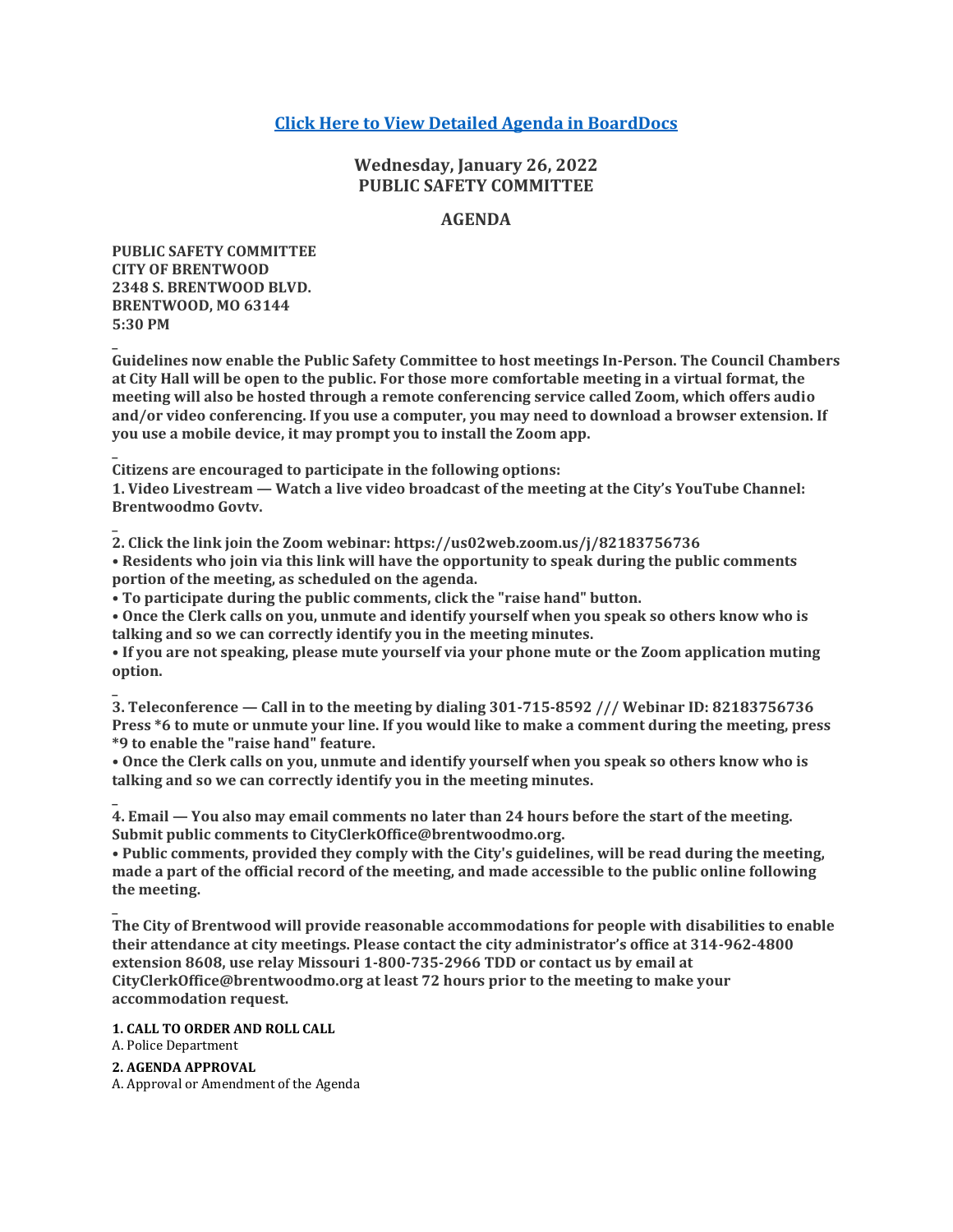[Click Here to View Detailed Agenda in BoardDocs]

## Wednesday, January 26, 2022
## PUBLIC SAFETY COMMITTEE

## AGENDA

**PUBLIC SAFETY COMMITTEE**
**CITY OF BRENTWOOD**
**2348 S. BRENTWOOD BLVD.**
**BRENTWOOD, MO 63144**
**5:30 PM**

_

**Guidelines now enable the Public Safety Committee to host meetings In-Person. The Council Chambers at City Hall will be open to the public. For those more comfortable meeting in a virtual format, the meeting will also be hosted through a remote conferencing service called Zoom, which offers audio and/or video conferencing. If you use a computer, you may need to download a browser extension. If you use a mobile device, it may prompt you to install the Zoom app.**

_

**Citizens are encouraged to participate in the following options:**
**1. Video Livestream — Watch a live video broadcast of the meeting at the City's YouTube Channel: Brentwoodmo Govtv.**

_

**2. Click the link join the Zoom webinar: https://us02web.zoom.us/j/82183756736**
**• Residents who join via this link will have the opportunity to speak during the public comments portion of the meeting, as scheduled on the agenda.**
**• To participate during the public comments, click the "raise hand" button.**
**• Once the Clerk calls on you, unmute and identify yourself when you speak so others know who is talking and so we can correctly identify you in the meeting minutes.**
**• If you are not speaking, please mute yourself via your phone mute or the Zoom application muting option.**

_

**3. Teleconference — Call in to the meeting by dialing 301-715-8592 /// Webinar ID: 82183756736 Press *6 to mute or unmute your line. If you would like to make a comment during the meeting, press *9 to enable the "raise hand" feature.**
**• Once the Clerk calls on you, unmute and identify yourself when you speak so others know who is talking and so we can correctly identify you in the meeting minutes.**

_

**4. Email — You also may email comments no later than 24 hours before the start of the meeting. Submit public comments to CityClerkOffice@brentwoodmo.org.**
**• Public comments, provided they comply with the City's guidelines, will be read during the meeting, made a part of the official record of the meeting, and made accessible to the public online following the meeting.**

_

**The City of Brentwood will provide reasonable accommodations for people with disabilities to enable their attendance at city meetings. Please contact the city administrator's office at 314-962-4800 extension 8608, use relay Missouri 1-800-735-2966 TDD or contact us by email at CityClerkOffice@brentwoodmo.org at least 72 hours prior to the meeting to make your accommodation request.**

**1. CALL TO ORDER AND ROLL CALL**
A. Police Department

**2. AGENDA APPROVAL**
A. Approval or Amendment of the Agenda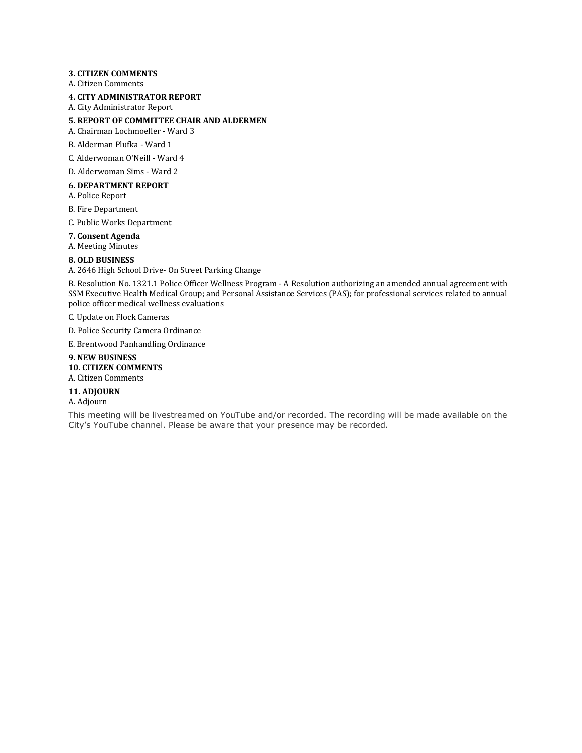**3. CITIZEN COMMENTS**

A. Citizen Comments

**4. CITY ADMINISTRATOR REPORT**

A. City Administrator Report

**5. REPORT OF COMMITTEE CHAIR AND ALDERMEN**

A. Chairman Lochmoeller - Ward 3

B. Alderman Plufka - Ward 1

C. Alderwoman O'Neill - Ward 4

D. Alderwoman Sims - Ward 2

**6. DEPARTMENT REPORT**

A. Police Report

B. Fire Department

C. Public Works Department

**7. Consent Agenda**

A. Meeting Minutes

**8. OLD BUSINESS**

A. 2646 High School Drive- On Street Parking Change

B. Resolution No. 1321.1 Police Officer Wellness Program - A Resolution authorizing an amended annual agreement with SSM Executive Health Medical Group; and Personal Assistance Services (PAS); for professional services related to annual police officer medical wellness evaluations

C. Update on Flock Cameras

D. Police Security Camera Ordinance

E. Brentwood Panhandling Ordinance

**9. NEW BUSINESS**

**10. CITIZEN COMMENTS**

A. Citizen Comments

**11. ADJOURN**

A. Adjourn

This meeting will be livestreamed on YouTube and/or recorded. The recording will be made available on the City's YouTube channel. Please be aware that your presence may be recorded.